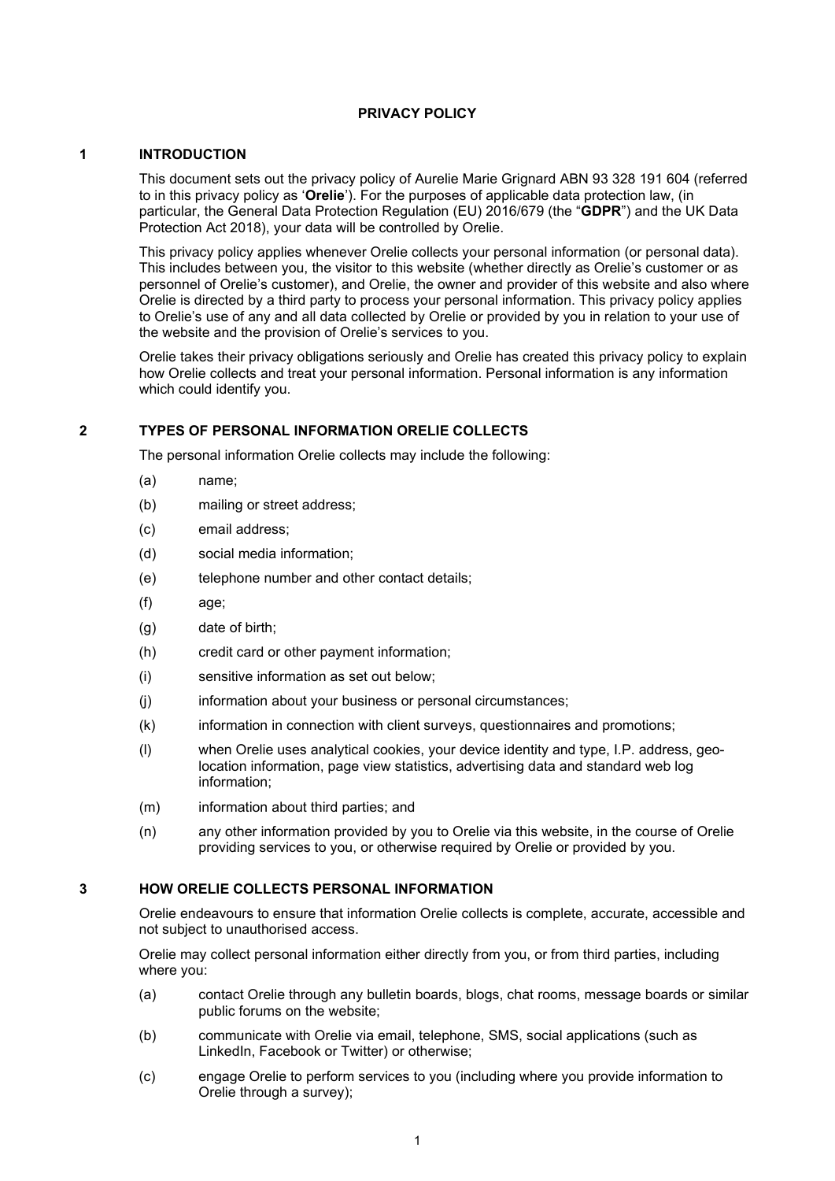# PRIVACY POLICY

## 1 INTRODUCTION

This document sets out the privacy policy of Aurelie Marie Grignard ABN 93 328 191 604 (referred to in this privacy policy as '**Orelie**'). For the purposes of applicable data protection law, (in particular, the General Data Protection Regulation (EU) 2016/679 (the "**GDPR**") and the UK Data Protection Act 2018), your data will be controlled by Orelie.

This privacy policy applies whenever Orelie collects your personal information (or personal data). This includes between you, the visitor to this website (whether directly as Orelie's customer or as personnel of Orelie's customer), and Orelie, the owner and provider of this website and also where Orelie is directed by a third party to process your personal information. This privacy policy applies to Orelie's use of any and all data collected by Orelie or provided by you in relation to your use of the website and the provision of Orelie's services to you.

Orelie takes their privacy obligations seriously and Orelie has created this privacy policy to explain how Orelie collects and treat your personal information. Personal information is any information which could identify you.

## 2 TYPES OF PERSONAL INFORMATION ORELIE COLLECTS

The personal information Orelie collects may include the following:

(a) name;

(b) mailing or street address;

(c) email address;

(d) social media information;

(e) telephone number and other contact details;

(f) age;

(g) date of birth;

(h) credit card or other payment information;

(i) sensitive information as set out below;

(j) information about your business or personal circumstances;

(k) information in connection with client surveys, questionnaires and promotions;

(l) when Orelie uses analytical cookies, your device identity and type, I.P. address, geo-location information, page view statistics, advertising data and standard web log information;

(m) information about third parties; and

(n) any other information provided by you to Orelie via this website, in the course of Orelie providing services to you, or otherwise required by Orelie or provided by you.

## 3 HOW ORELIE COLLECTS PERSONAL INFORMATION

Orelie endeavours to ensure that information Orelie collects is complete, accurate, accessible and not subject to unauthorised access.

Orelie may collect personal information either directly from you, or from third parties, including where you:

(a) contact Orelie through any bulletin boards, blogs, chat rooms, message boards or similar public forums on the website;

(b) communicate with Orelie via email, telephone, SMS, social applications (such as LinkedIn, Facebook or Twitter) or otherwise;

(c) engage Orelie to perform services to you (including where you provide information to Orelie through a survey);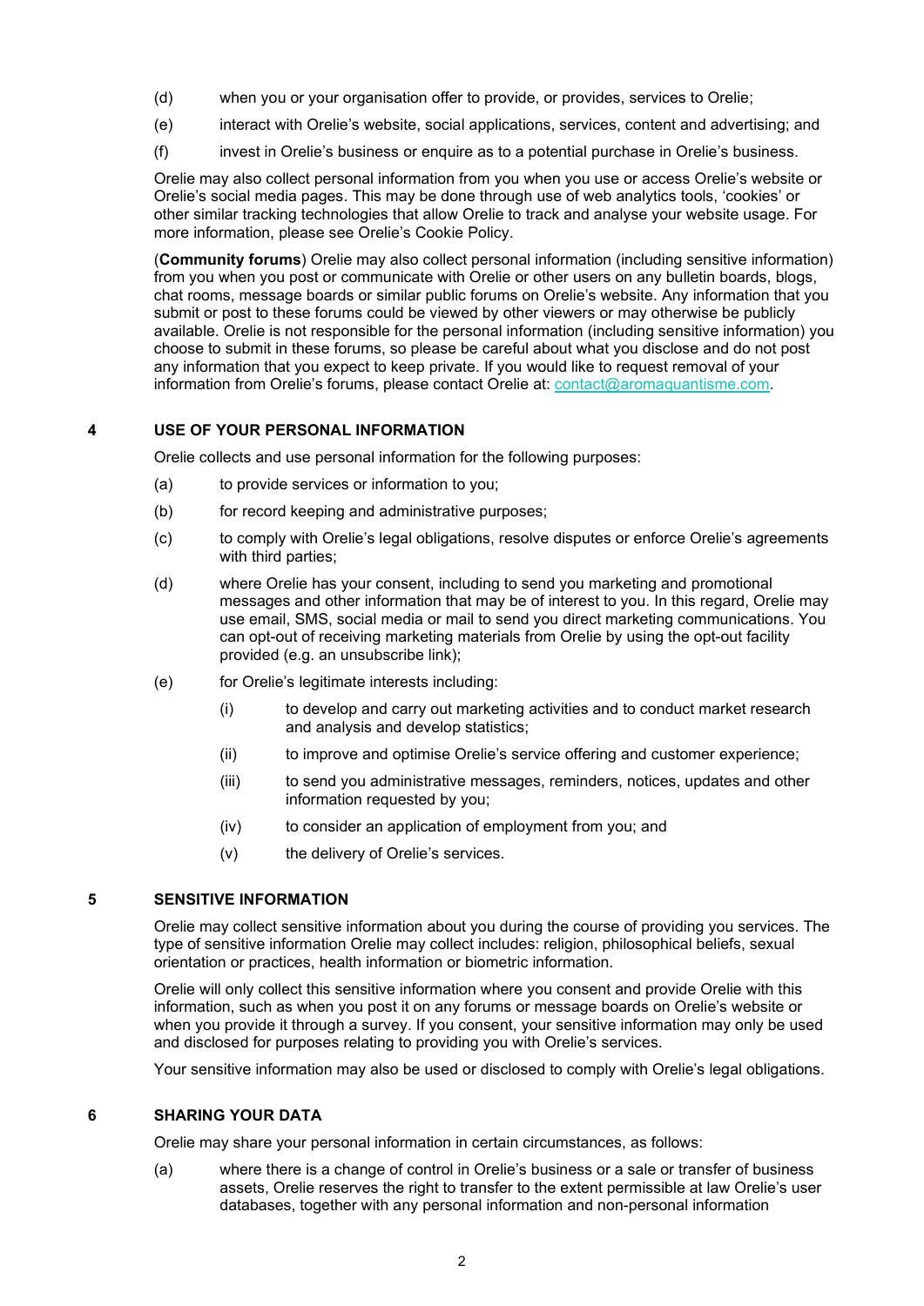(d) when you or your organisation offer to provide, or provides, services to Orelie;

(e) interact with Orelie's website, social applications, services, content and advertising; and

(f) invest in Orelie's business or enquire as to a potential purchase in Orelie's business.

Orelie may also collect personal information from you when you use or access Orelie's website or Orelie's social media pages. This may be done through use of web analytics tools, 'cookies' or other similar tracking technologies that allow Orelie to track and analyse your website usage. For more information, please see Orelie's Cookie Policy.

(**Community forums**) Orelie may also collect personal information (including sensitive information) from you when you post or communicate with Orelie or other users on any bulletin boards, blogs, chat rooms, message boards or similar public forums on Orelie's website. Any information that you submit or post to these forums could be viewed by other viewers or may otherwise be publicly available. Orelie is not responsible for the personal information (including sensitive information) you choose to submit in these forums, so please be careful about what you disclose and do not post any information that you expect to keep private. If you would like to request removal of your information from Orelie's forums, please contact Orelie at: contact@aromaquantisme.com.

## 4 USE OF YOUR PERSONAL INFORMATION

Orelie collects and use personal information for the following purposes:

(a) to provide services or information to you;

(b) for record keeping and administrative purposes;

(c) to comply with Orelie's legal obligations, resolve disputes or enforce Orelie's agreements with third parties;

(d) where Orelie has your consent, including to send you marketing and promotional messages and other information that may be of interest to you. In this regard, Orelie may use email, SMS, social media or mail to send you direct marketing communications. You can opt-out of receiving marketing materials from Orelie by using the opt-out facility provided (e.g. an unsubscribe link);

(e) for Orelie's legitimate interests including:

   (i) to develop and carry out marketing activities and to conduct market research and analysis and develop statistics;

   (ii) to improve and optimise Orelie's service offering and customer experience;

   (iii) to send you administrative messages, reminders, notices, updates and other information requested by you;

   (iv) to consider an application of employment from you; and

   (v) the delivery of Orelie's services.

## 5 SENSITIVE INFORMATION

Orelie may collect sensitive information about you during the course of providing you services. The type of sensitive information Orelie may collect includes: religion, philosophical beliefs, sexual orientation or practices, health information or biometric information.

Orelie will only collect this sensitive information where you consent and provide Orelie with this information, such as when you post it on any forums or message boards on Orelie's website or when you provide it through a survey. If you consent, your sensitive information may only be used and disclosed for purposes relating to providing you with Orelie's services.

Your sensitive information may also be used or disclosed to comply with Orelie's legal obligations.

## 6 SHARING YOUR DATA

Orelie may share your personal information in certain circumstances, as follows:

(a) where there is a change of control in Orelie's business or a sale or transfer of business assets, Orelie reserves the right to transfer to the extent permissible at law Orelie's user databases, together with any personal information and non-personal information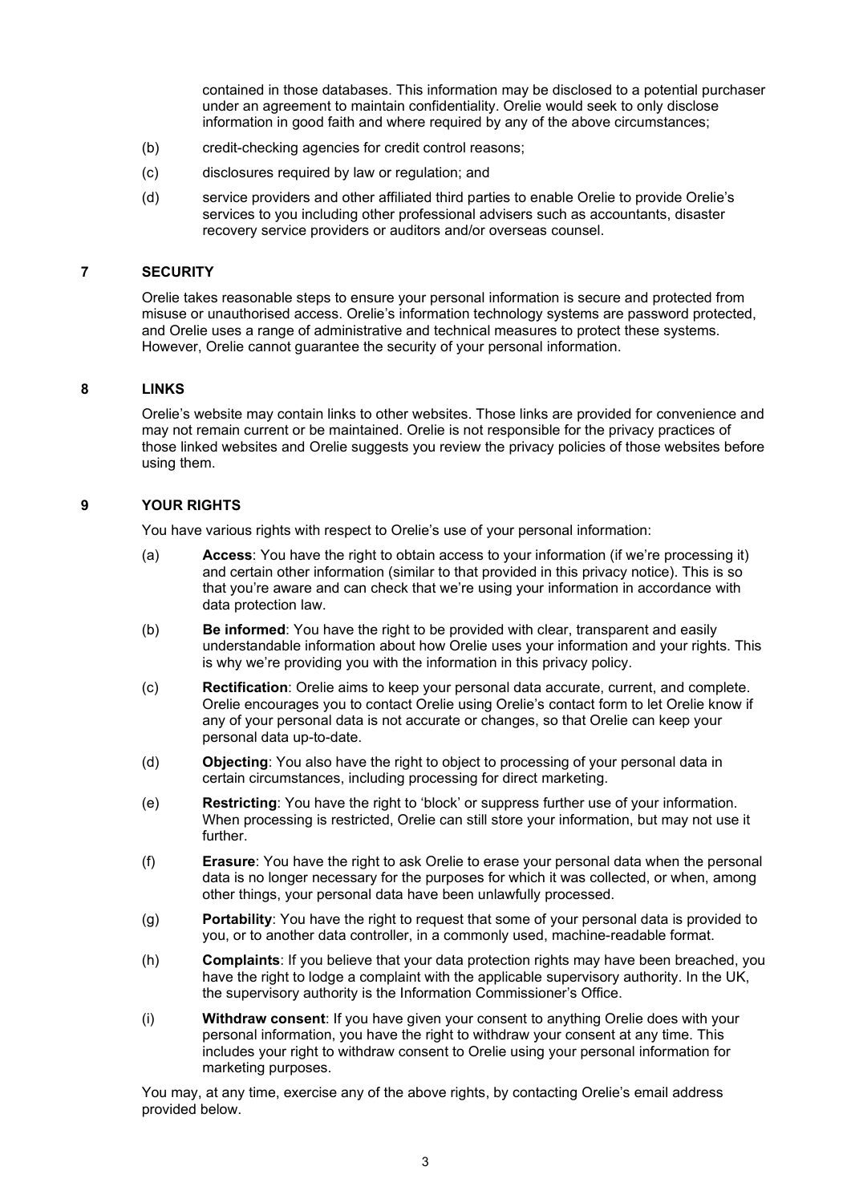contained in those databases. This information may be disclosed to a potential purchaser under an agreement to maintain confidentiality. Orelie would seek to only disclose information in good faith and where required by any of the above circumstances;

(b) credit-checking agencies for credit control reasons;

(c) disclosures required by law or regulation; and

(d) service providers and other affiliated third parties to enable Orelie to provide Orelie's services to you including other professional advisers such as accountants, disaster recovery service providers or auditors and/or overseas counsel.

## 7 SECURITY

Orelie takes reasonable steps to ensure your personal information is secure and protected from misuse or unauthorised access. Orelie's information technology systems are password protected, and Orelie uses a range of administrative and technical measures to protect these systems. However, Orelie cannot guarantee the security of your personal information.

## 8 LINKS

Orelie's website may contain links to other websites. Those links are provided for convenience and may not remain current or be maintained. Orelie is not responsible for the privacy practices of those linked websites and Orelie suggests you review the privacy policies of those websites before using them.

## 9 YOUR RIGHTS

You have various rights with respect to Orelie's use of your personal information:

(a) **Access**: You have the right to obtain access to your information (if we're processing it) and certain other information (similar to that provided in this privacy notice). This is so that you're aware and can check that we're using your information in accordance with data protection law.

(b) **Be informed**: You have the right to be provided with clear, transparent and easily understandable information about how Orelie uses your information and your rights. This is why we're providing you with the information in this privacy policy.

(c) **Rectification**: Orelie aims to keep your personal data accurate, current, and complete. Orelie encourages you to contact Orelie using Orelie's contact form to let Orelie know if any of your personal data is not accurate or changes, so that Orelie can keep your personal data up-to-date.

(d) **Objecting**: You also have the right to object to processing of your personal data in certain circumstances, including processing for direct marketing.

(e) **Restricting**: You have the right to 'block' or suppress further use of your information. When processing is restricted, Orelie can still store your information, but may not use it further.

(f) **Erasure**: You have the right to ask Orelie to erase your personal data when the personal data is no longer necessary for the purposes for which it was collected, or when, among other things, your personal data have been unlawfully processed.

(g) **Portability**: You have the right to request that some of your personal data is provided to you, or to another data controller, in a commonly used, machine-readable format.

(h) **Complaints**: If you believe that your data protection rights may have been breached, you have the right to lodge a complaint with the applicable supervisory authority. In the UK, the supervisory authority is the Information Commissioner's Office.

(i) **Withdraw consent**: If you have given your consent to anything Orelie does with your personal information, you have the right to withdraw your consent at any time. This includes your right to withdraw consent to Orelie using your personal information for marketing purposes.

You may, at any time, exercise any of the above rights, by contacting Orelie's email address provided below.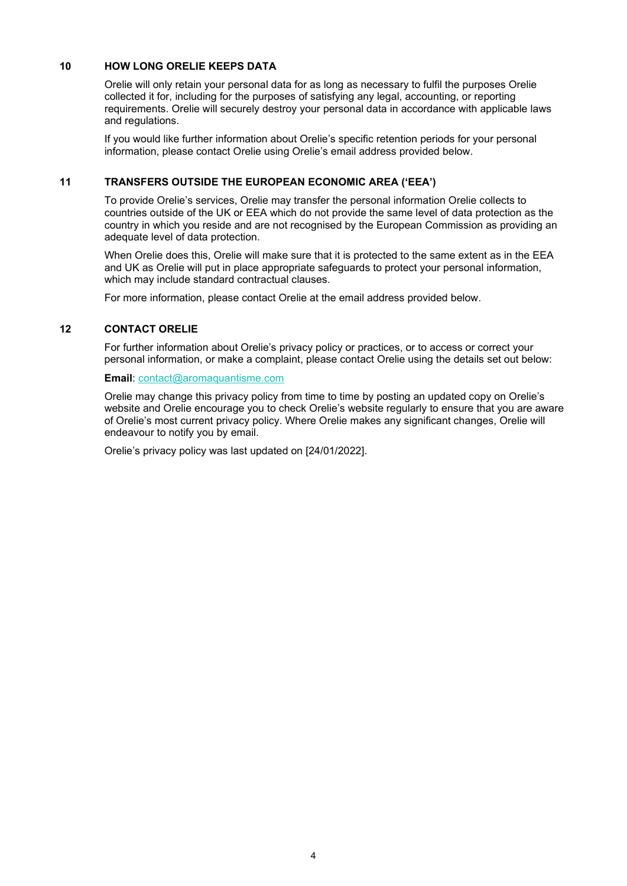## 10 HOW LONG ORELIE KEEPS DATA

Orelie will only retain your personal data for as long as necessary to fulfil the purposes Orelie collected it for, including for the purposes of satisfying any legal, accounting, or reporting requirements. Orelie will securely destroy your personal data in accordance with applicable laws and regulations.

If you would like further information about Orelie's specific retention periods for your personal information, please contact Orelie using Orelie's email address provided below.

## 11 TRANSFERS OUTSIDE THE EUROPEAN ECONOMIC AREA ('EEA')

To provide Orelie's services, Orelie may transfer the personal information Orelie collects to countries outside of the UK or EEA which do not provide the same level of data protection as the country in which you reside and are not recognised by the European Commission as providing an adequate level of data protection.

When Orelie does this, Orelie will make sure that it is protected to the same extent as in the EEA and UK as Orelie will put in place appropriate safeguards to protect your personal information, which may include standard contractual clauses.

For more information, please contact Orelie at the email address provided below.

## 12 CONTACT ORELIE

For further information about Orelie's privacy policy or practices, or to access or correct your personal information, or make a complaint, please contact Orelie using the details set out below:

**Email**: contact@aromaquantisme.com

Orelie may change this privacy policy from time to time by posting an updated copy on Orelie's website and Orelie encourage you to check Orelie's website regularly to ensure that you are aware of Orelie's most current privacy policy. Where Orelie makes any significant changes, Orelie will endeavour to notify you by email.

Orelie's privacy policy was last updated on [24/01/2022].